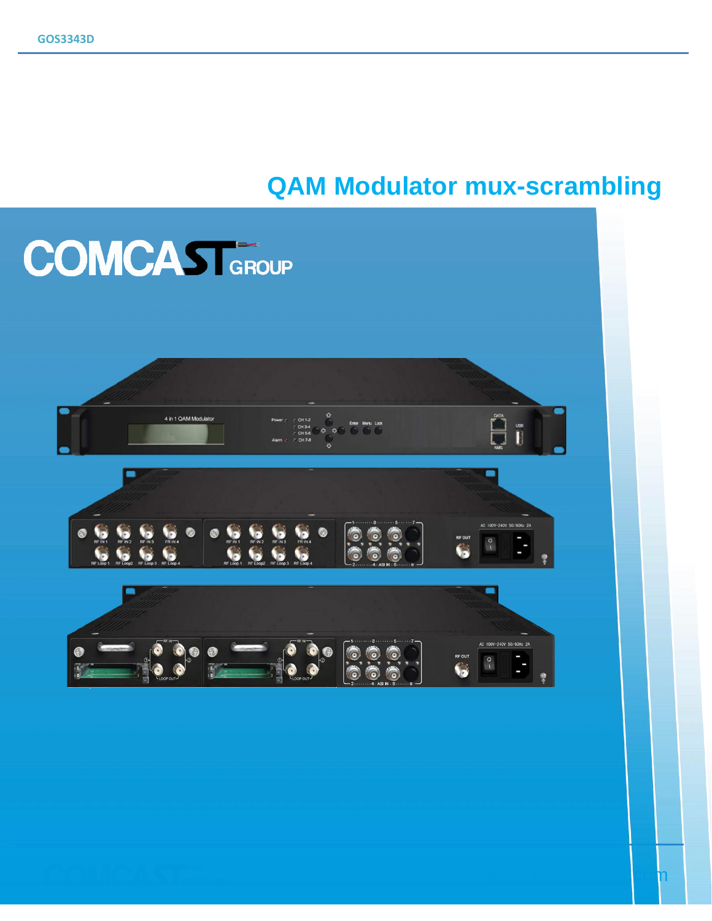# QAM Modulator mux-scrambling

COMCAST GROUP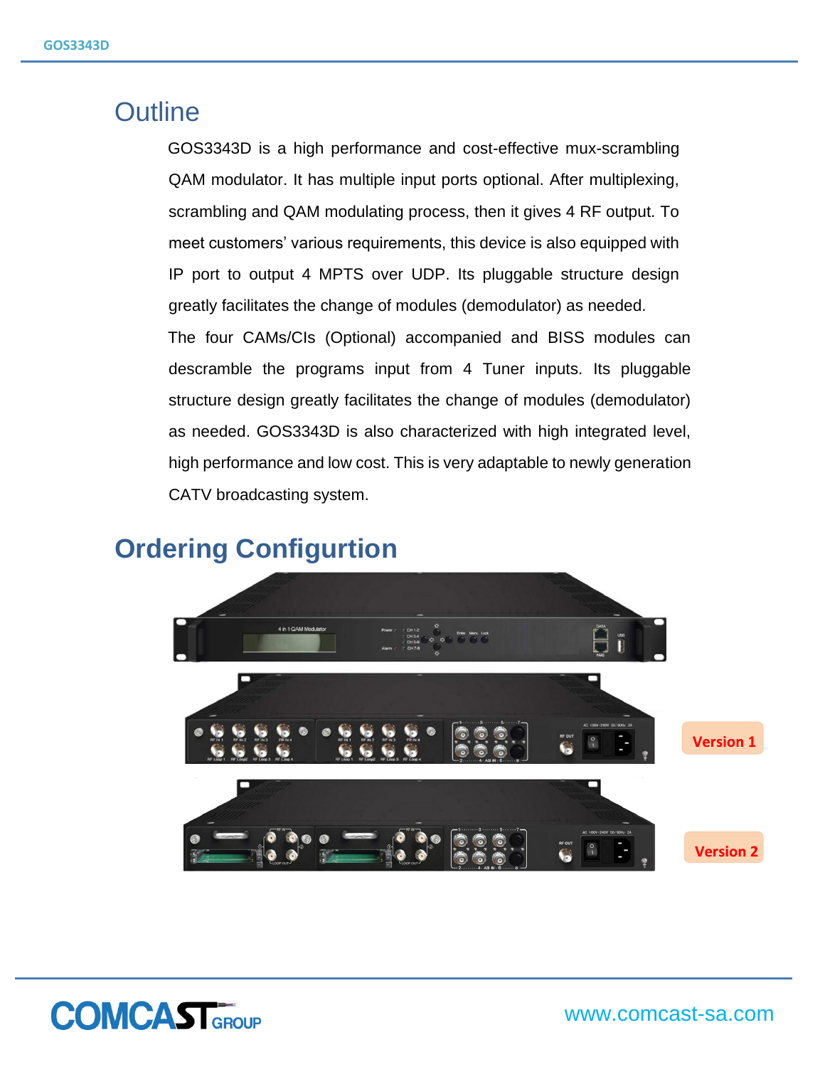## Outline

GOS3343D is a high performance and cost-effective mux-scrambling QAM modulator. It has multiple input ports optional. After multiplexing, scrambling and QAM modulating process, then it gives 4 RF output. To meet customers' various requirements, this device is also equipped with IP port to output 4 MPTS over UDP. Its pluggable structure design greatly facilitates the change of modules (demodulator) as needed.

The four CAMs/CIs (Optional) accompanied and BISS modules can descramble the programs input from 4 Tuner inputs. Its pluggable structure design greatly facilitates the change of modules (demodulator) as needed. GOS3343D is also characterized with high integrated level, high performance and low cost. This is very adaptable to newly generation CATV broadcasting system.

## Ordering Configurtion

Version 1

Version 2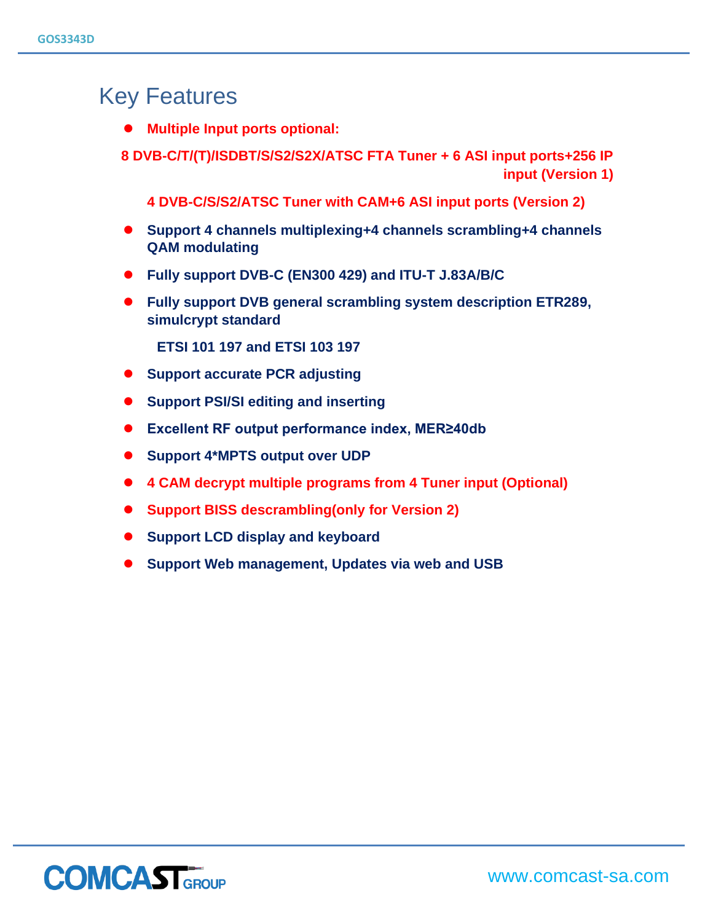# Key Features

- **Multiple Input ports optional:**

**8 DVB-C/T/(T)/ISDBT/S/S2/S2X/ATSC FTA Tuner + 6 ASI input ports+256 IP input (Version 1)**

**4 DVB-C/S/S2/ATSC Tuner with CAM+6 ASI input ports (Version 2)**

- **Support 4 channels multiplexing+4 channels scrambling+4 channels QAM modulating**
- **Fully support DVB-C (EN300 429) and ITU-T J.83A/B/C**
- **Fully support DVB general scrambling system description ETR289, simulcrypt standard**

  **ETSI 101 197 and ETSI 103 197**

- **Support accurate PCR adjusting**
- **Support PSI/SI editing and inserting**
- **Excellent RF output performance index, MER≥40db**
- **Support 4*MPTS output over UDP**
- **4 CAM decrypt multiple programs from 4 Tuner input (Optional)**
- **Support BISS descrambling(only for Version 2)**
- **Support LCD display and keyboard**
- **Support Web management, Updates via web and USB**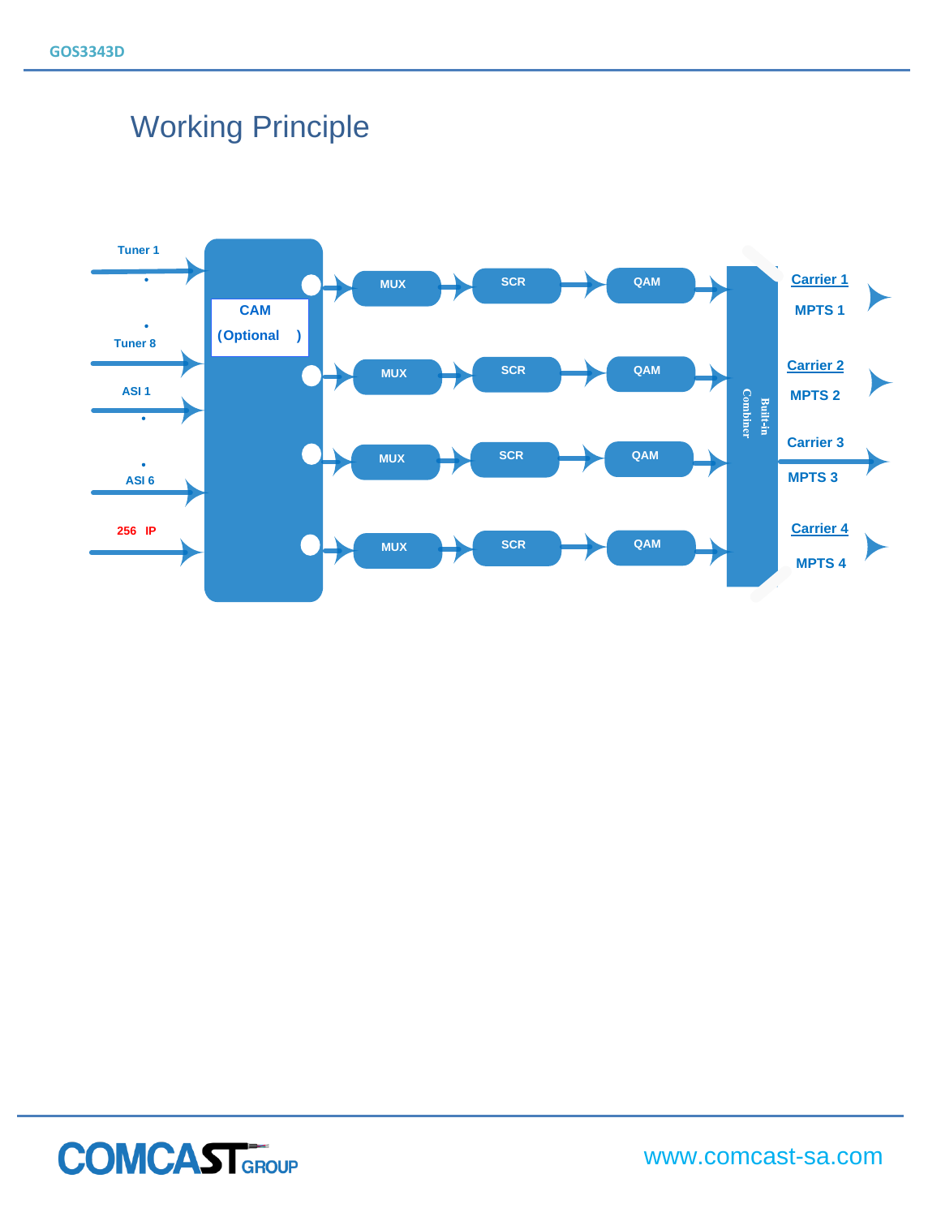# Working Principle

Tuner 1

.

.

Tuner 8

ASI 1

.

.

ASI 6

256 IP

CAM

(Optional )

MUX → SCR → QAM

MUX → SCR → QAM

MUX → SCR → QAM

MUX → SCR → QAM

Built-in Combiner

Carrier 1

MPTS 1

Carrier 2

MPTS 2

Carrier 3

MPTS 3

Carrier 4

MPTS 4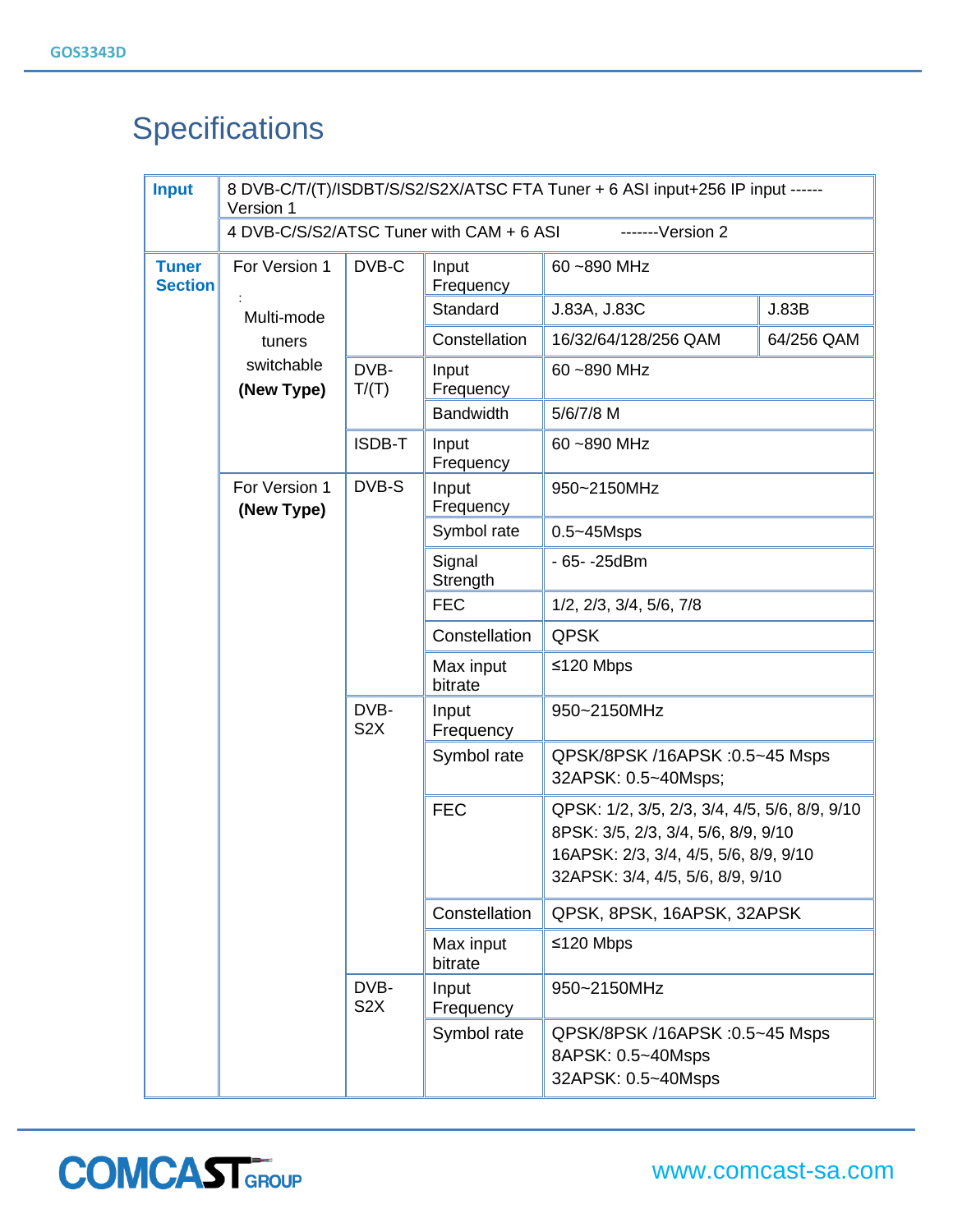# Specifications

| Input | 8 DVB-C/T/(T)/ISDBT/S/S2/S2X/ATSC FTA Tuner + 6 ASI input+256 IP input ------Version 1 | | | |
|---|---|---|---|---|
| | 4 DVB-C/S/S2/ATSC Tuner with CAM + 6 ASI -------Version 2 | | | |
| **Tuner Section** | For Version 1 : Multi-mode tuners switchable **(New Type)** | DVB-C | Input Frequency | 60 ~890 MHz |
| | | | Standard | J.83A, J.83C / J.83B |
| | | | Constellation | 16/32/64/128/256 QAM / 64/256 QAM |
| | | DVB-T/(T) | Input Frequency | 60 ~890 MHz |
| | | | Bandwidth | 5/6/7/8 M |
| | | ISDB-T | Input Frequency | 60 ~890 MHz |
| | For Version 1 **(New Type)** | DVB-S | Input Frequency | 950~2150MHz |
| | | | Symbol rate | 0.5~45Msps |
| | | | Signal Strength | - 65- -25dBm |
| | | | FEC | 1/2, 2/3, 3/4, 5/6, 7/8 |
| | | | Constellation | QPSK |
| | | | Max input bitrate | ≤120 Mbps |
| | | DVB-S2X | Input Frequency | 950~2150MHz |
| | | | Symbol rate | QPSK/8PSK /16APSK :0.5~45 Msps<br>32APSK: 0.5~40Msps; |
| | | | FEC | QPSK: 1/2, 3/5, 2/3, 3/4, 4/5, 5/6, 8/9, 9/10<br>8PSK: 3/5, 2/3, 3/4, 5/6, 8/9, 9/10<br>16APSK: 2/3, 3/4, 4/5, 5/6, 8/9, 9/10<br>32APSK: 3/4, 4/5, 5/6, 8/9, 9/10 |
| | | | Constellation | QPSK, 8PSK, 16APSK, 32APSK |
| | | | Max input bitrate | ≤120 Mbps |
| | | DVB-S2X | Input Frequency | 950~2150MHz |
| | | | Symbol rate | QPSK/8PSK /16APSK :0.5~45 Msps<br>8APSK: 0.5~40Msps<br>32APSK: 0.5~40Msps |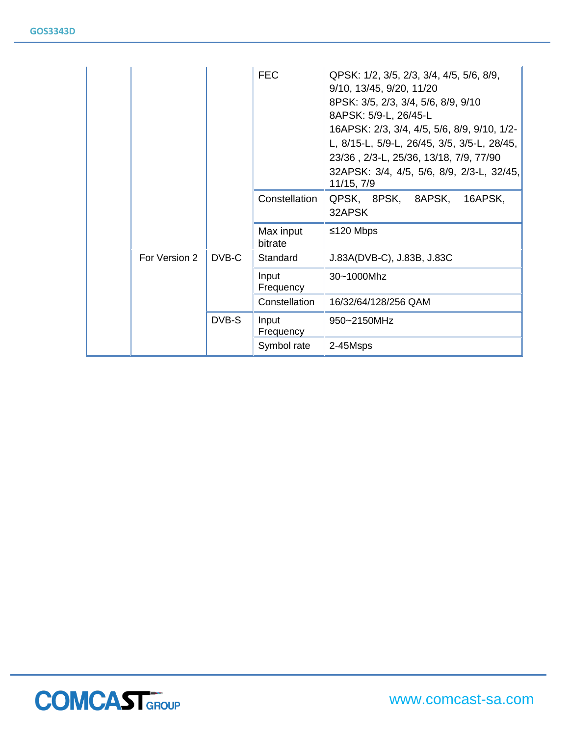| | | | | |
|---|---|---|---|---|
| | | | FEC | QPSK: 1/2, 3/5, 2/3, 3/4, 4/5, 5/6, 8/9, 9/10, 13/45, 9/20, 11/20<br>8PSK: 3/5, 2/3, 3/4, 5/6, 8/9, 9/10<br>8APSK: 5/9-L, 26/45-L<br>16APSK: 2/3, 3/4, 4/5, 5/6, 8/9, 9/10, 1/2-L, 8/15-L, 5/9-L, 26/45, 3/5, 3/5-L, 28/45, 23/36 , 2/3-L, 25/36, 13/18, 7/9, 77/90<br>32APSK: 3/4, 4/5, 5/6, 8/9, 2/3-L, 32/45, 11/15, 7/9 |
| | | | Constellation | QPSK, 8PSK, 8APSK, 16APSK, 32APSK |
| | | | Max input bitrate | ≤120 Mbps |
| | For Version 2 | DVB-C | Standard | J.83A(DVB-C), J.83B, J.83C |
| | | | Input Frequency | 30~1000Mhz |
| | | | Constellation | 16/32/64/128/256 QAM |
| | | DVB-S | Input Frequency | 950~2150MHz |
| | | | Symbol rate | 2-45Msps |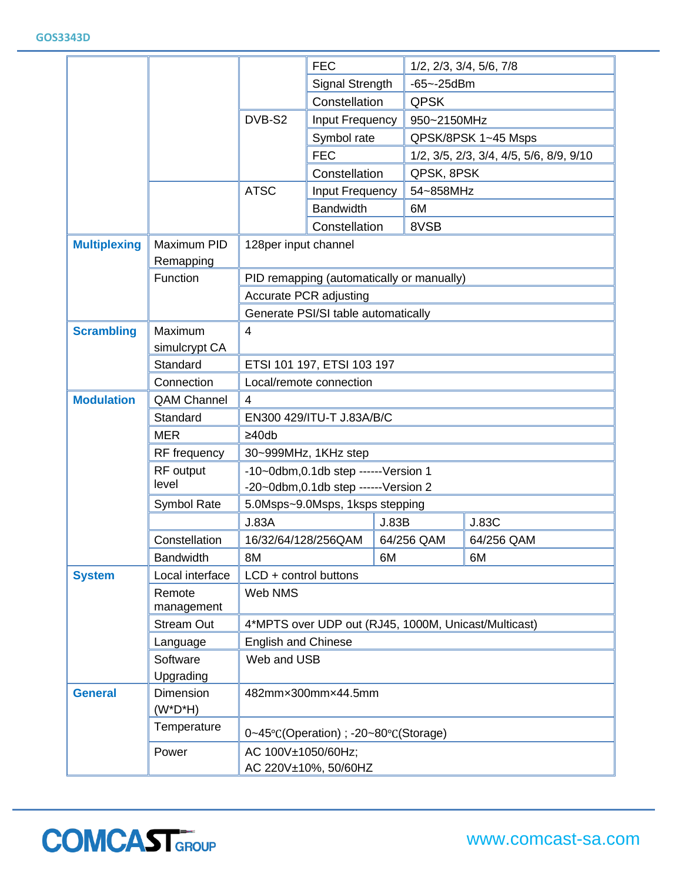| | | | | |
|---|---|---|---|---|
| | | | FEC | 1/2, 2/3, 3/4, 5/6, 7/8 |
| | | | Signal Strength | -65~-25dBm |
| | | | Constellation | QPSK |
| | | DVB-S2 | Input Frequency | 950~2150MHz |
| | | | Symbol rate | QPSK/8PSK 1~45 Msps |
| | | | FEC | 1/2, 3/5, 2/3, 3/4, 4/5, 5/6, 8/9, 9/10 |
| | | | Constellation | QPSK, 8PSK |
| | | ATSC | Input Frequency | 54~858MHz |
| | | | Bandwidth | 6M |
| | | | Constellation | 8VSB |

| | | | | |
|---|---|---|---|---|
| **Multiplexing** | Maximum PID Remapping | 128per input channel | | |
| | Function | PID remapping (automatically or manually) | | |
| | | Accurate PCR adjusting | | |
| | | Generate PSI/SI table automatically | | |
| **Scrambling** | Maximum simulcrypt CA | 4 | | |
| | Standard | ETSI 101 197, ETSI 103 197 | | |
| | Connection | Local/remote connection | | |
| **Modulation** | QAM Channel | 4 | | |
| | Standard | EN300 429/ITU-T J.83A/B/C | | |
| | MER | ≥40db | | |
| | RF frequency | 30~999MHz, 1KHz step | | |
| | RF output level | -10~0dbm,0.1db step ------Version 1<br>-20~0dbm,0.1db step ------Version 2 | | |
| | Symbol Rate | 5.0Msps~9.0Msps, 1ksps stepping | | |
| | | J.83A | J.83B | J.83C |
| | Constellation | 16/32/64/128/256QAM | 64/256 QAM | 64/256 QAM |
| | Bandwidth | 8M | 6M | 6M |
| **System** | Local interface | LCD + control buttons | | |
| | Remote management | Web NMS | | |
| | Stream Out | 4*MPTS over UDP out (RJ45, 1000M, Unicast/Multicast) | | |
| | Language | English and Chinese | | |
| | Software Upgrading | Web and USB | | |
| **General** | Dimension (W*D*H) | 482mm×300mm×44.5mm | | |
| | Temperature | 0~45℃(Operation) ; -20~80℃(Storage) | | |
| | Power | AC 100V±1050/60Hz;<br>AC 220V±10%, 50/60HZ | | |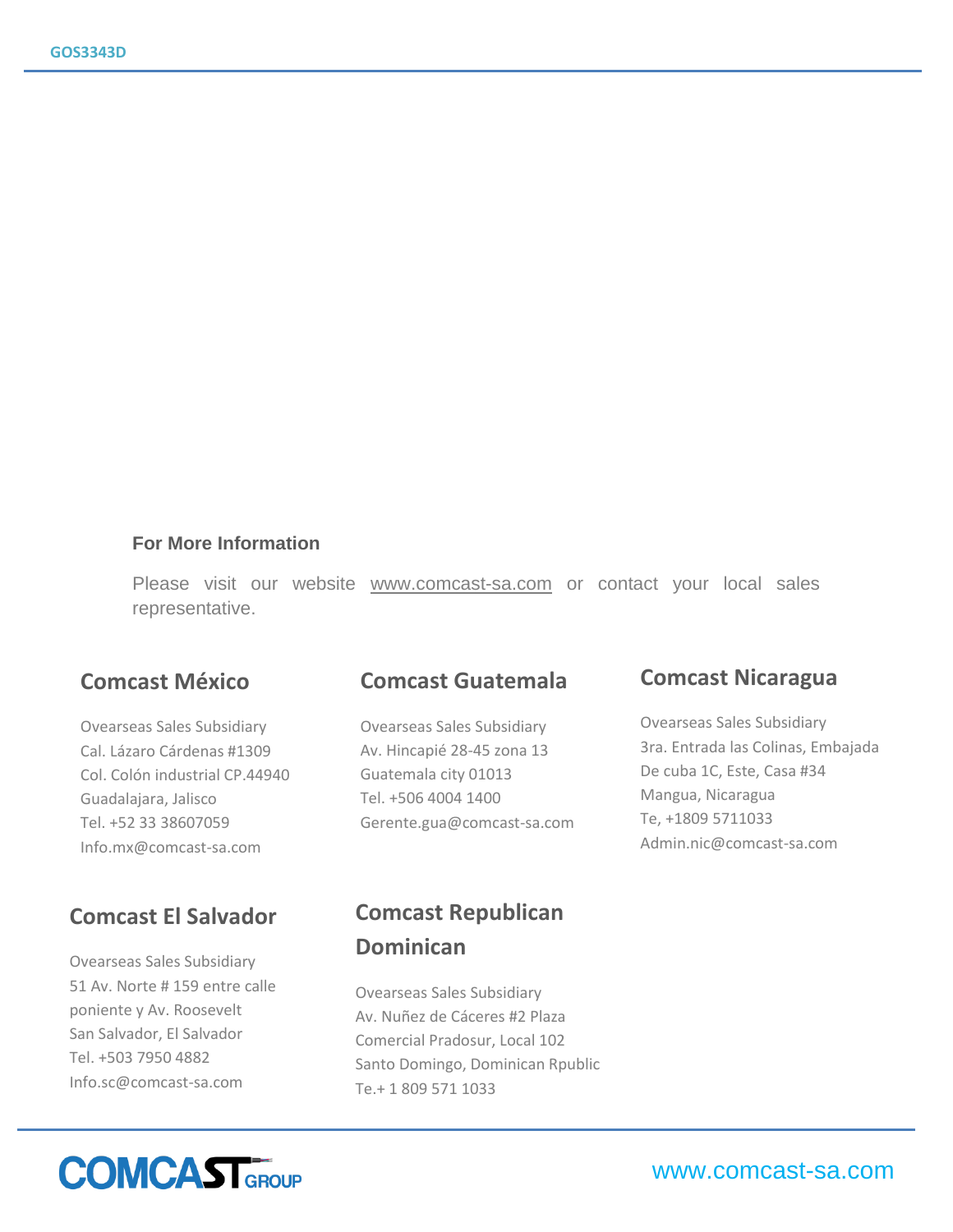### For More Information

Please visit our website www.comcast-sa.com or contact your local sales representative.

## Comcast México

Ovearseas Sales Subsidiary
Cal. Lázaro Cárdenas #1309
Col. Colón industrial CP.44940
Guadalajara, Jalisco
Tel. +52 33 38607059
Info.mx@comcast-sa.com

## Comcast Guatemala

Ovearseas Sales Subsidiary
Av. Hincapié 28-45 zona 13
Guatemala city 01013
Tel. +506 4004 1400
Gerente.gua@comcast-sa.com

## Comcast Nicaragua

Ovearseas Sales Subsidiary
3ra. Entrada las Colinas, Embajada
De cuba 1C, Este, Casa #34
Mangua, Nicaragua
Te, +1809 5711033
Admin.nic@comcast-sa.com

## Comcast El Salvador

Ovearseas Sales Subsidiary
51 Av. Norte # 159 entre calle
poniente y Av. Roosevelt
San Salvador, El Salvador
Tel. +503 7950 4882
Info.sc@comcast-sa.com

## Comcast Republican Dominican

Ovearseas Sales Subsidiary
Av. Nuñez de Cáceres #2 Plaza
Comercial Pradosur, Local 102
Santo Domingo, Dominican Rpublic
Te.+ 1 809 571 1033

COMCAST GROUP

www.comcast-sa.com